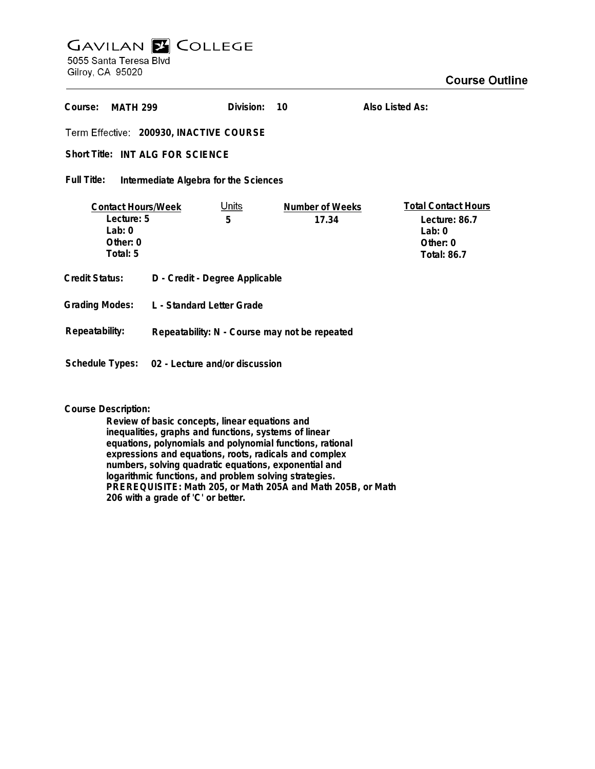# GAVILAN COLLEGE

5055 Santa Teresa Blvd
Gilroy, CA 95020

## Course Outline

**Course:** **MATH 299** **Division:** **10** **Also Listed As:**

**Term Effective:** **200930, INACTIVE COURSE**

**Short Title:** **INT ALG FOR SCIENCE**

**Full Title:** **Intermediate Algebra for the Sciences**

| Contact Hours/Week | Units | Number of Weeks | Total Contact Hours |
|---|---|---|---|
| Lecture: 5 | 5 | 17.34 | Lecture: 86.7 |
| Lab: 0 | | | Lab: 0 |
| Other: 0 | | | Other: 0 |
| Total: 5 | | | Total: 86.7 |

**Credit Status:** **D - Credit - Degree Applicable**

**Grading Modes:** **L - Standard Letter Grade**

**Repeatability:** **Repeatability: N - Course may not be repeated**

**Schedule Types:** **02 - Lecture and/or discussion**

**Course Description:**

**Review of basic concepts, linear equations and inequalities, graphs and functions, systems of linear equations, polynomials and polynomial functions, rational expressions and equations, roots, radicals and complex numbers, solving quadratic equations, exponential and logarithmic functions, and problem solving strategies. PREREQUISITE: Math 205, or Math 205A and Math 205B, or Math 206 with a grade of 'C' or better.**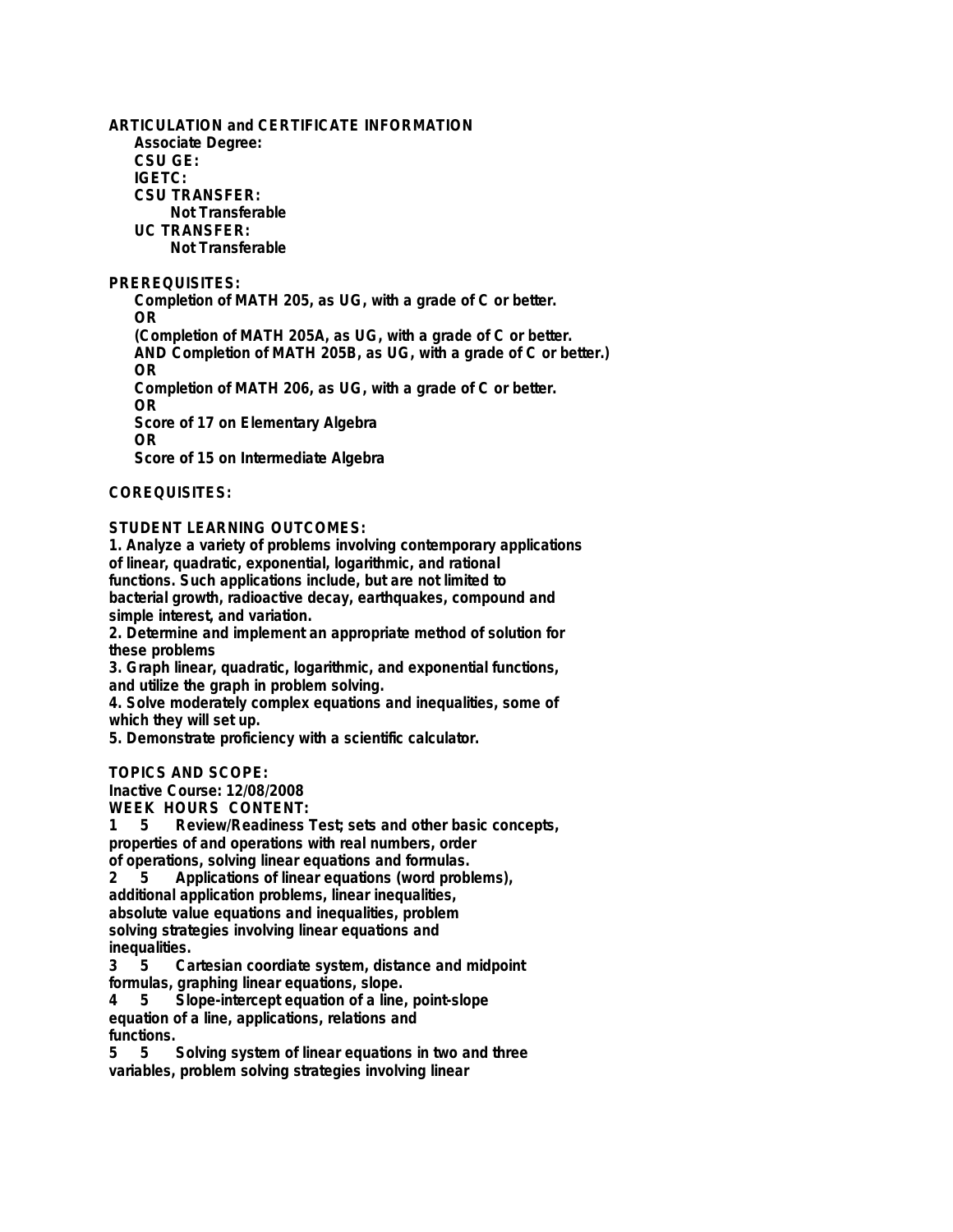**ARTICULATION and CERTIFICATE INFORMATION**

**Associate Degree:**

**CSU GE:**

**IGETC:**

**CSU TRANSFER:**

**Not Transferable**

**UC TRANSFER:**

**Not Transferable**

**PREREQUISITES:**

Completion of MATH 205, as UG, with a grade of C or better.
OR
(Completion of MATH 205A, as UG, with a grade of C or better.
AND Completion of MATH 205B, as UG, with a grade of C or better.)
OR
Completion of MATH 206, as UG, with a grade of C or better.
OR
Score of 17 on Elementary Algebra
OR
Score of 15 on Intermediate Algebra

**COREQUISITES:**

**STUDENT LEARNING OUTCOMES:**

1. Analyze a variety of problems involving contemporary applications of linear, quadratic, exponential, logarithmic, and rational functions. Such applications include, but are not limited to bacterial growth, radioactive decay, earthquakes, compound and simple interest, and variation.
2. Determine and implement an appropriate method of solution for these problems
3. Graph linear, quadratic, logarithmic, and exponential functions, and utilize the graph in problem solving.
4. Solve moderately complex equations and inequalities, some of which they will set up.
5. Demonstrate proficiency with a scientific calculator.

**TOPICS AND SCOPE:**

Inactive Course: 12/08/2008

| WEEK | HOURS | CONTENT: |
|---|---|---|
| 1 | 5 | Review/Readiness Test; sets and other basic concepts, properties of and operations with real numbers, order of operations, solving linear equations and formulas. |
| 2 | 5 | Applications of linear equations (word problems), additional application problems, linear inequalities, absolute value equations and inequalities, problem solving strategies involving linear equations and inequalities. |
| 3 | 5 | Cartesian coordiate system, distance and midpoint formulas, graphing linear equations, slope. |
| 4 | 5 | Slope-intercept equation of a line, point-slope equation of a line, applications, relations and functions. |
| 5 | 5 | Solving system of linear equations in two and three variables, problem solving strategies involving linear |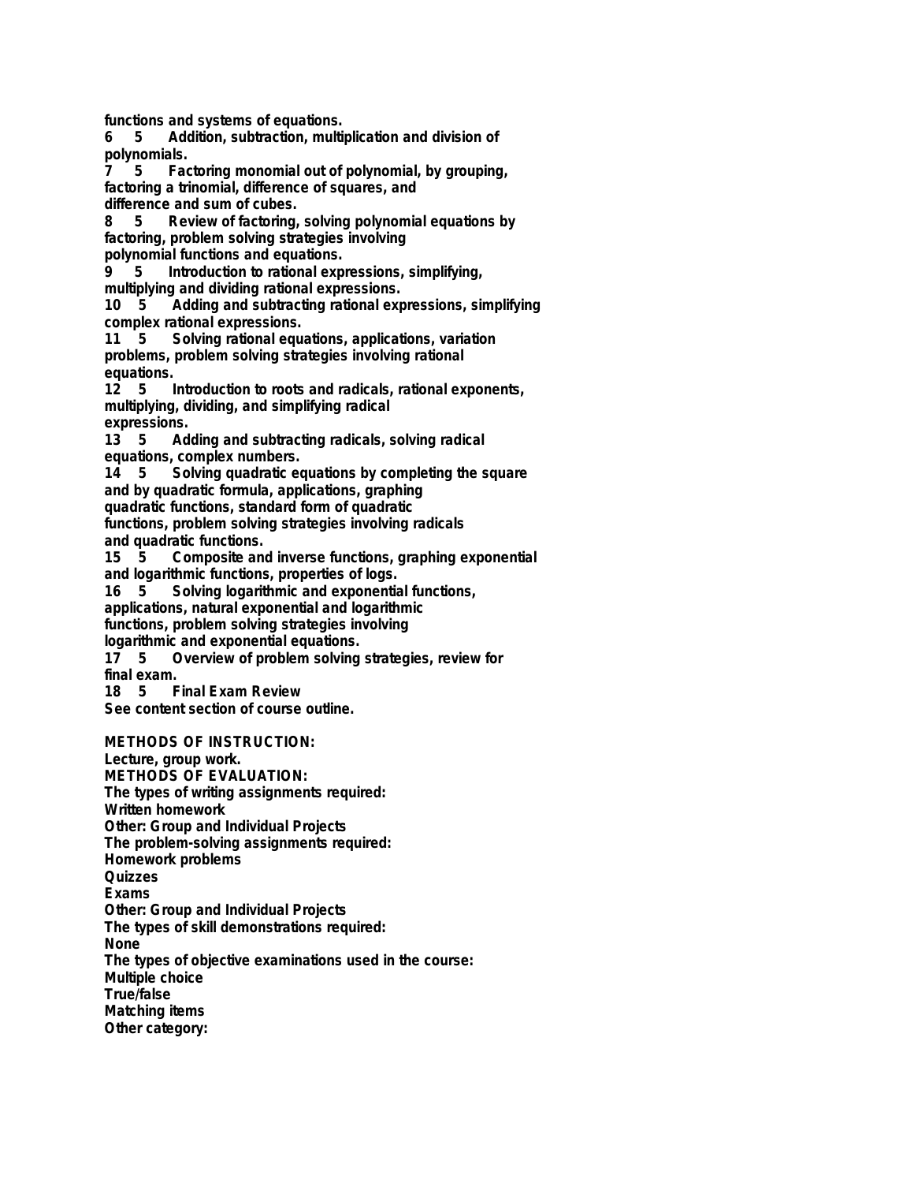functions and systems of equations.

6 5 Addition, subtraction, multiplication and division of polynomials.

7 5 Factoring monomial out of polynomial, by grouping, factoring a trinomial, difference of squares, and difference and sum of cubes.

8 5 Review of factoring, solving polynomial equations by factoring, problem solving strategies involving polynomial functions and equations.

9 5 Introduction to rational expressions, simplifying, multiplying and dividing rational expressions.

10 5 Adding and subtracting rational expressions, simplifying complex rational expressions.

11 5 Solving rational equations, applications, variation problems, problem solving strategies involving rational equations.

12 5 Introduction to roots and radicals, rational exponents, multiplying, dividing, and simplifying radical expressions.

13 5 Adding and subtracting radicals, solving radical equations, complex numbers.

14 5 Solving quadratic equations by completing the square and by quadratic formula, applications, graphing quadratic functions, standard form of quadratic functions, problem solving strategies involving radicals and quadratic functions.

15 5 Composite and inverse functions, graphing exponential and logarithmic functions, properties of logs.

16 5 Solving logarithmic and exponential functions, applications, natural exponential and logarithmic functions, problem solving strategies involving logarithmic and exponential equations.

17 5 Overview of problem solving strategies, review for final exam.

18 5 Final Exam Review

See content section of course outline.

**METHODS OF INSTRUCTION:**

Lecture, group work.

**METHODS OF EVALUATION:**

The types of writing assignments required:

Written homework

Other: Group and Individual Projects

The problem-solving assignments required:

Homework problems

Quizzes

Exams

Other: Group and Individual Projects

The types of skill demonstrations required:

None

The types of objective examinations used in the course:

Multiple choice

True/false

Matching items

Other category: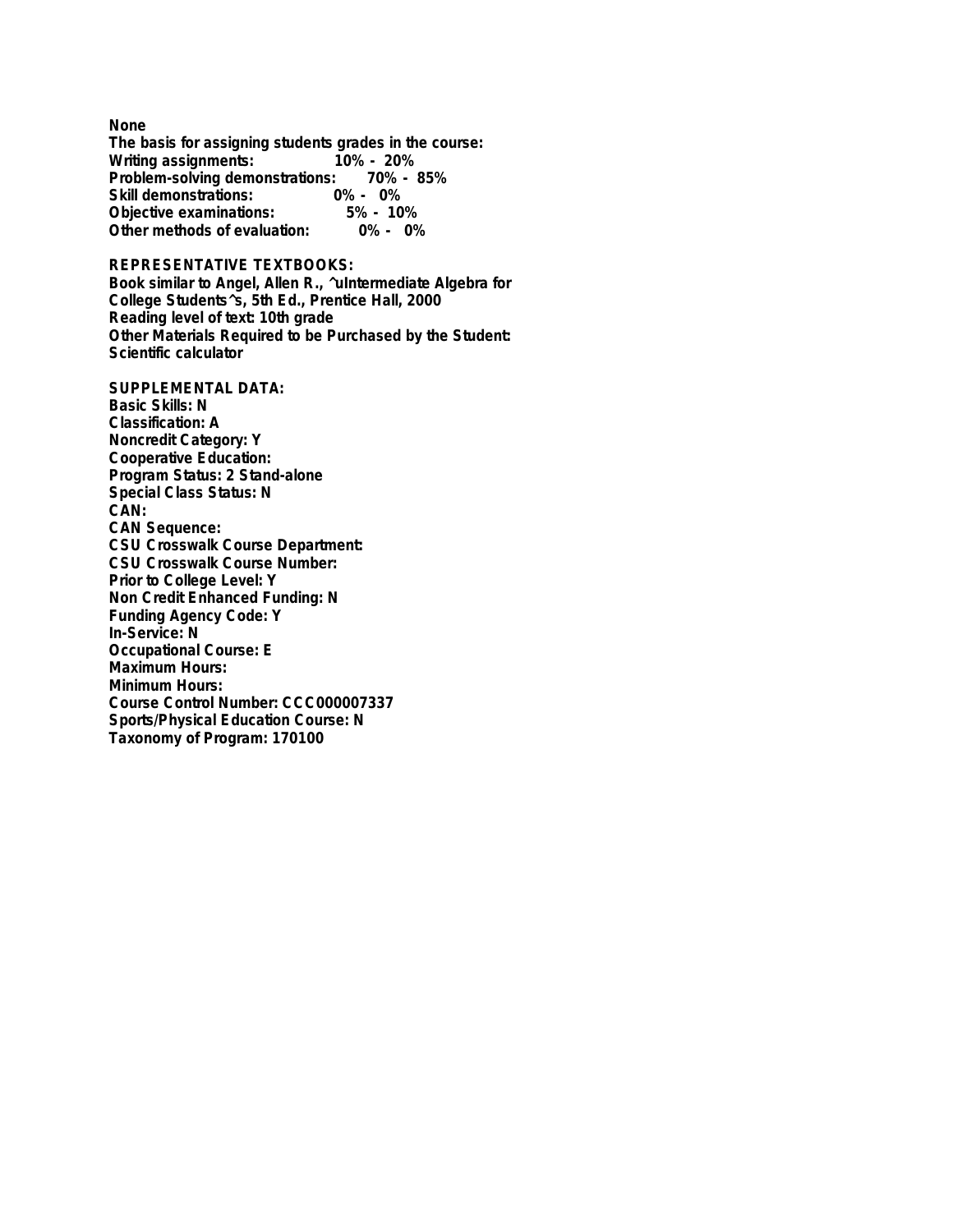None

The basis for assigning students grades in the course:

Writing assignments: 10% - 20%

Problem-solving demonstrations: 70% - 85%

Skill demonstrations: 0% - 0%

Objective examinations: 5% - 10%

Other methods of evaluation: 0% - 0%

**REPRESENTATIVE TEXTBOOKS:**

Book similar to Angel, Allen R., ^uIntermediate Algebra for College Students^s, 5th Ed., Prentice Hall, 2000

Reading level of text: 10th grade

Other Materials Required to be Purchased by the Student:

Scientific calculator

**SUPPLEMENTAL DATA:**

Basic Skills: N

Classification: A

Noncredit Category: Y

Cooperative Education:

Program Status: 2 Stand-alone

Special Class Status: N

CAN:

CAN Sequence:

CSU Crosswalk Course Department:

CSU Crosswalk Course Number:

Prior to College Level: Y

Non Credit Enhanced Funding: N

Funding Agency Code: Y

In-Service: N

Occupational Course: E

Maximum Hours:

Minimum Hours:

Course Control Number: CCC000007337

Sports/Physical Education Course: N

Taxonomy of Program: 170100